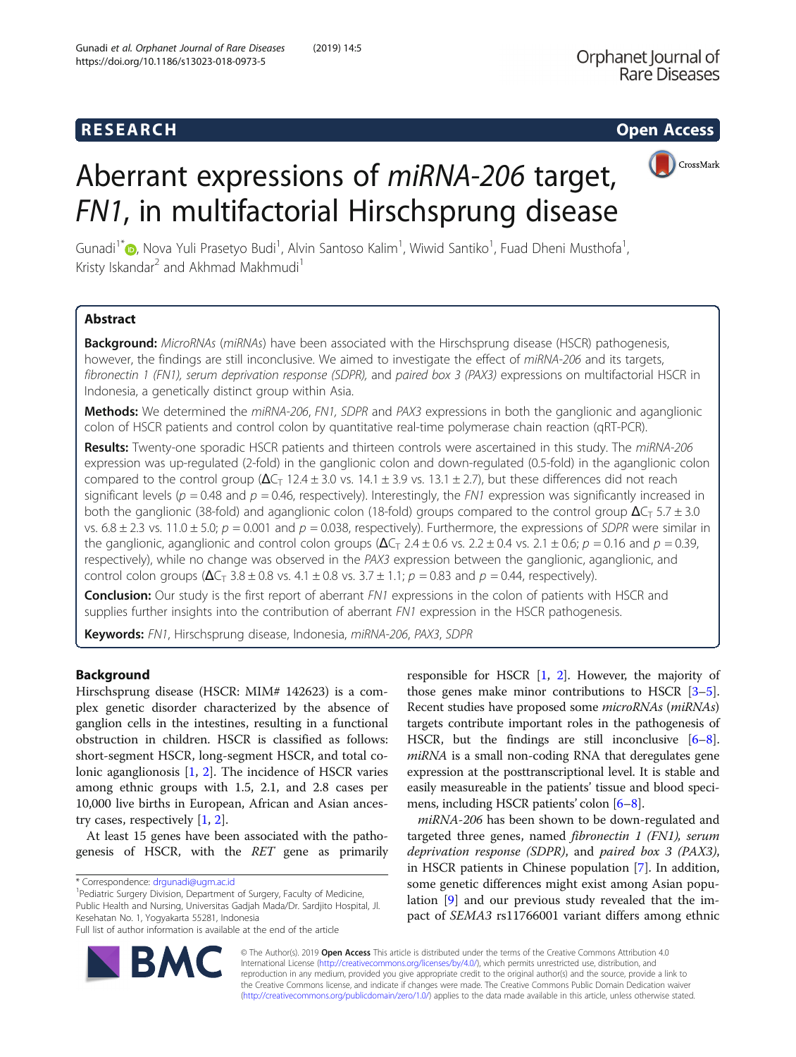# Aberrant expressions of *miRNA-206* target, *FN1*, in multifactorial Hirschsprung disease

Gunadi[1*], Nova Yuli Prasetyo Budi[1], Alvin Santoso Kalim[1], Wiwid Santiko[1], Fuad Dheni Musthofa[1], Kristy Iskandar[2] and Akhmad Makhmudi[1]

## Abstract

**Background:** *MicroRNAs* (*miRNAs*) have been associated with the Hirschsprung disease (HSCR) pathogenesis, however, the findings are still inconclusive. We aimed to investigate the effect of *miRNA-206* and its targets, *fibronectin 1 (FN1), serum deprivation response (SDPR),* and *paired box 3 (PAX3)* expressions on multifactorial HSCR in Indonesia, a genetically distinct group within Asia.

**Methods:** We determined the *miRNA-206*, *FN1*, *SDPR* and *PAX3* expressions in both the ganglionic and aganglionic colon of HSCR patients and control colon by quantitative real-time polymerase chain reaction (qRT-PCR).

**Results:** Twenty-one sporadic HSCR patients and thirteen controls were ascertained in this study. The *miRNA-206* expression was up-regulated (2-fold) in the ganglionic colon and down-regulated (0.5-fold) in the aganglionic colon compared to the control group ($\Delta C_T$ 12.4 ± 3.0 vs. 14.1 ± 3.9 vs. 13.1 ± 2.7), but these differences did not reach significant levels ($p = 0.48$ and $p = 0.46$, respectively). Interestingly, the *FN1* expression was significantly increased in both the ganglionic (38-fold) and aganglionic colon (18-fold) groups compared to the control group $\Delta C_T$ 5.7 ± 3.0 vs. 6.8 ± 2.3 vs. 11.0 ± 5.0; $p = 0.001$ and $p = 0.038$, respectively). Furthermore, the expressions of *SDPR* were similar in the ganglionic, aganglionic and control colon groups ($\Delta C_T$ 2.4 ± 0.6 vs. 2.2 ± 0.4 vs. 2.1 ± 0.6; $p = 0.16$ and $p = 0.39$, respectively), while no change was observed in the *PAX3* expression between the ganglionic, aganglionic, and control colon groups ($\Delta C_T$ 3.8 ± 0.8 vs. 4.1 ± 0.8 vs. 3.7 ± 1.1; $p = 0.83$ and $p = 0.44$, respectively).

**Conclusion:** Our study is the first report of aberrant *FN1* expressions in the colon of patients with HSCR and supplies further insights into the contribution of aberrant *FN1* expression in the HSCR pathogenesis.

**Keywords:** *FN1*, Hirschsprung disease, Indonesia, *miRNA-206*, *PAX3*, *SDPR*

## Background

Hirschsprung disease (HSCR: MIM# 142623) is a complex genetic disorder characterized by the absence of ganglion cells in the intestines, resulting in a functional obstruction in children. HSCR is classified as follows: short-segment HSCR, long-segment HSCR, and total colonic aganglionosis [1, 2]. The incidence of HSCR varies among ethnic groups with 1.5, 2.1, and 2.8 cases per 10,000 live births in European, African and Asian ancestry cases, respectively [1, 2].

At least 15 genes have been associated with the pathogenesis of HSCR, with the *RET* gene as primarily responsible for HSCR [1, 2]. However, the majority of those genes make minor contributions to HSCR [3–5]. Recent studies have proposed some *microRNAs* (*miRNAs*) targets contribute important roles in the pathogenesis of HSCR, but the findings are still inconclusive [6–8]. *miRNA* is a small non-coding RNA that deregulates gene expression at the posttranscriptional level. It is stable and easily measureable in the patients' tissue and blood specimens, including HSCR patients' colon [6–8].

*miRNA-206* has been shown to be down-regulated and targeted three genes, named *fibronectin 1 (FN1), serum deprivation response (SDPR)*, and *paired box 3 (PAX3)*, in HSCR patients in Chinese population [7]. In addition, some genetic differences might exist among Asian population [9] and our previous study revealed that the impact of *SEMA3* rs11766001 variant differs among ethnic

* Correspondence: drgunadi@ugm.ac.id

[1]Pediatric Surgery Division, Department of Surgery, Faculty of Medicine, Public Health and Nursing, Universitas Gadjah Mada/Dr. Sardjito Hospital, Jl. Kesehatan No. 1, Yogyakarta 55281, Indonesia

Full list of author information is available at the end of the article

© The Author(s). 2019 **Open Access** This article is distributed under the terms of the Creative Commons Attribution 4.0 International License (http://creativecommons.org/licenses/by/4.0/), which permits unrestricted use, distribution, and reproduction in any medium, provided you give appropriate credit to the original author(s) and the source, provide a link to the Creative Commons license, and indicate if changes were made. The Creative Commons Public Domain Dedication waiver (http://creativecommons.org/publicdomain/zero/1.0/) applies to the data made available in this article, unless otherwise stated.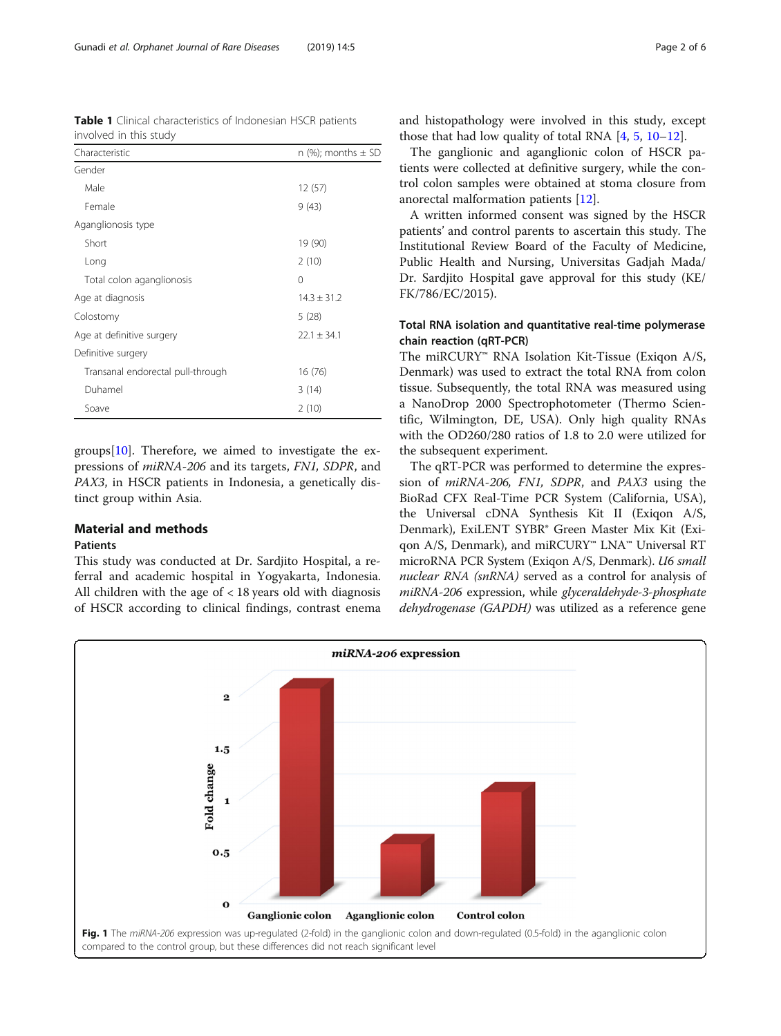**Table 1** Clinical characteristics of Indonesian HSCR patients involved in this study

| Characteristic | n (%); months ± SD |
|---|---|
| Gender | |
| Male | 12 (57) |
| Female | 9 (43) |
| Aganglionosis type | |
| Short | 19 (90) |
| Long | 2 (10) |
| Total colon aganglionosis | 0 |
| Age at diagnosis | 14.3 ± 31.2 |
| Colostomy | 5 (28) |
| Age at definitive surgery | 22.1 ± 34.1 |
| Definitive surgery | |
| Transanal endorectal pull-through | 16 (76) |
| Duhamel | 3 (14) |
| Soave | 2 (10) |

groups[10]. Therefore, we aimed to investigate the expressions of *miRNA-206* and its targets, *FN1, SDPR*, and *PAX3*, in HSCR patients in Indonesia, a genetically distinct group within Asia.

## Material and methods

### Patients

This study was conducted at Dr. Sardjito Hospital, a referral and academic hospital in Yogyakarta, Indonesia. All children with the age of < 18 years old with diagnosis of HSCR according to clinical findings, contrast enema and histopathology were involved in this study, except those that had low quality of total RNA [4, 5, 10–12].

The ganglionic and aganglionic colon of HSCR patients were collected at definitive surgery, while the control colon samples were obtained at stoma closure from anorectal malformation patients [12].

A written informed consent was signed by the HSCR patients' and control parents to ascertain this study. The Institutional Review Board of the Faculty of Medicine, Public Health and Nursing, Universitas Gadjah Mada/ Dr. Sardjito Hospital gave approval for this study (KE/FK/786/EC/2015).

### Total RNA isolation and quantitative real-time polymerase chain reaction (qRT-PCR)

The miRCURY™ RNA Isolation Kit-Tissue (Exiqon A/S, Denmark) was used to extract the total RNA from colon tissue. Subsequently, the total RNA was measured using a NanoDrop 2000 Spectrophotometer (Thermo Scientific, Wilmington, DE, USA). Only high quality RNAs with the OD260/280 ratios of 1.8 to 2.0 were utilized for the subsequent experiment.

The qRT-PCR was performed to determine the expression of *miRNA-206, FN1, SDPR*, and *PAX3* using the BioRad CFX Real-Time PCR System (California, USA), the Universal cDNA Synthesis Kit II (Exiqon A/S, Denmark), ExiLENT SYBR® Green Master Mix Kit (Exiqon A/S, Denmark), and miRCURY™ LNA™ Universal RT microRNA PCR System (Exiqon A/S, Denmark). *U6 small nuclear RNA (snRNA)* served as a control for analysis of *miRNA-206* expression, while *glyceraldehyde-3-phosphate dehydrogenase (GAPDH)* was utilized as a reference gene

**Fig. 1** The *miRNA-206* expression was up-regulated (2-fold) in the ganglionic colon and down-regulated (0.5-fold) in the aganglionic colon compared to the control group, but these differences did not reach significant level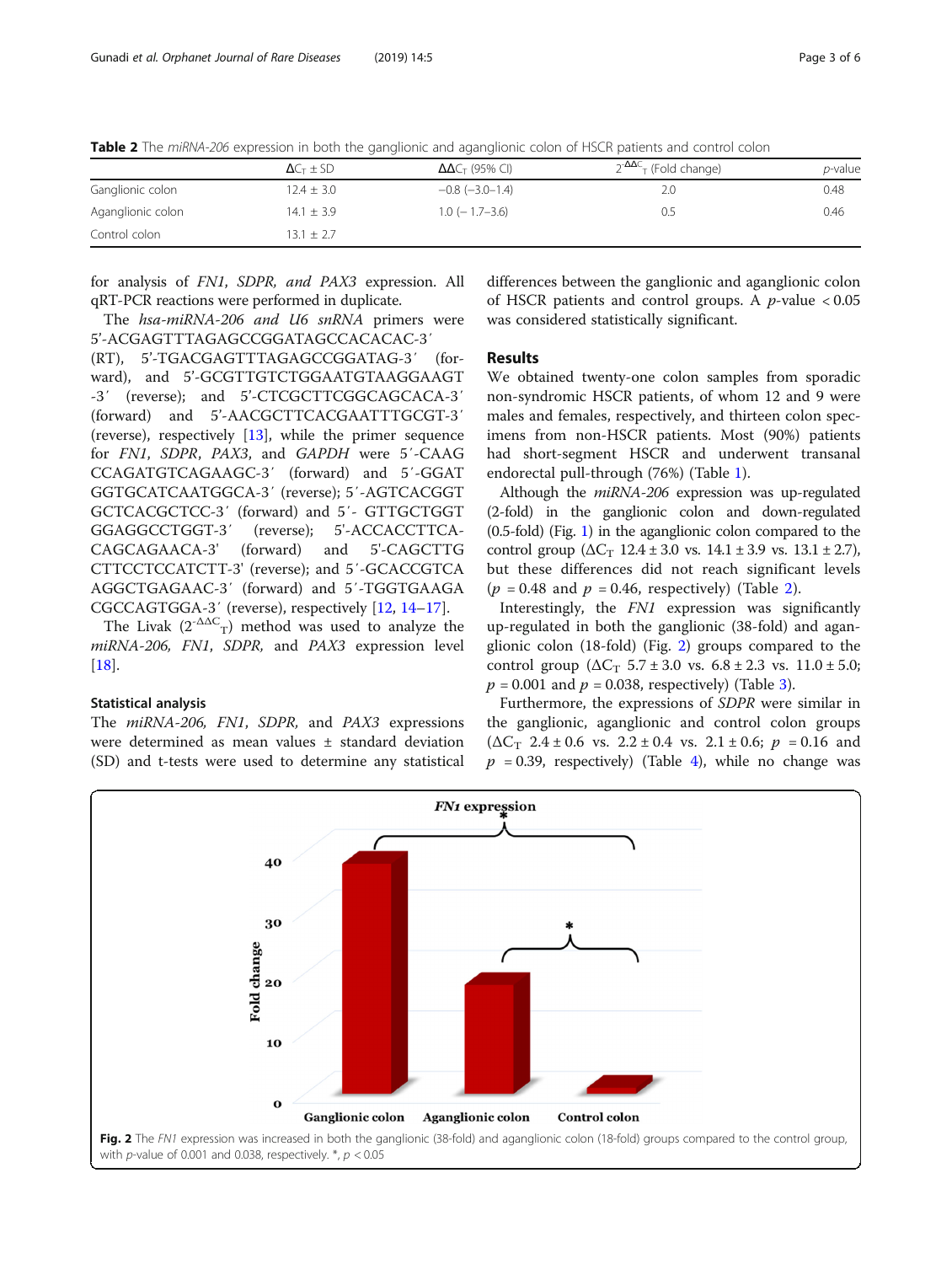**Table 2** The *miRNA-206* expression in both the ganglionic and aganglionic colon of HSCR patients and control colon

| | $\Delta C_T \pm SD$ | $\Delta\Delta C_T$ (95% CI) | $2^{-\Delta\Delta C_T}$ (Fold change) | *p*-value |
|---|---|---|---|---|
| Ganglionic colon | 12.4 ± 3.0 | −0.8 (−3.0–1.4) | 2.0 | 0.48 |
| Aganglionic colon | 14.1 ± 3.9 | 1.0 (− 1.7–3.6) | 0.5 | 0.46 |
| Control colon | 13.1 ± 2.7 | | | |

for analysis of *FN1, SDPR, and PAX3* expression. All qRT-PCR reactions were performed in duplicate.

The *hsa-miRNA-206 and U6 snRNA* primers were 5'-ACGAGTTTAGAGCCGGATAGCCACACAC-3′ (RT), 5'-TGACGAGTTTAGAGCCGGATAG-3′ (forward), and 5'-GCGTTGTCTGGAATGTAAGGAAGT-3′ (reverse); and 5'-CTCGCTTCGGCAGCACA-3′ (forward) and 5'-AACGCTTCACGAATTTGCGT-3′ (reverse), respectively [13], while the primer sequence for *FN1, SDPR, PAX3,* and *GAPDH* were 5′-CAAGCCAGATGTCAGAAGC-3′ (forward) and 5′-GGATGGTGCATCAATGGCA-3′ (reverse); 5′-AGTCACGGTGCTCACGCTCC-3′ (forward) and 5′- GTTGCTGGTGGAGGCCTGGT-3′ (reverse); 5'-ACCACCTTCACAGCAGAACA-3' (forward) and 5'-CAGCTTGCTTCCTCCATCTT-3' (reverse); and 5′-GCACCGTCAAGGCTGAGAAC-3′ (forward) and 5′-TGGTGAAGACGCCAGTGGA-3′ (reverse), respectively [12, 14–17].

The Livak ($2^{-\Delta\Delta C_T}$) method was used to analyze the *miRNA-206, FN1, SDPR,* and *PAX3* expression level [18].

### Statistical analysis

The *miRNA-206, FN1, SDPR,* and *PAX3* expressions were determined as mean values ± standard deviation (SD) and t-tests were used to determine any statistical differences between the ganglionic and aganglionic colon of HSCR patients and control groups. A *p*-value $< 0.05$ was considered statistically significant.

## Results

We obtained twenty-one colon samples from sporadic non-syndromic HSCR patients, of whom 12 and 9 were males and females, respectively, and thirteen colon specimens from non-HSCR patients. Most (90%) patients had short-segment HSCR and underwent transanal endorectal pull-through (76%) (Table 1).

Although the *miRNA-206* expression was up-regulated (2-fold) in the ganglionic colon and down-regulated (0.5-fold) (Fig. 1) in the aganglionic colon compared to the control group ($\Delta C_T$ 12.4 ± 3.0 vs. 14.1 ± 3.9 vs. 13.1 ± 2.7), but these differences did not reach significant levels ($p = 0.48$ and $p = 0.46$, respectively) (Table 2).

Interestingly, the *FN1* expression was significantly up-regulated in both the ganglionic (38-fold) and aganglionic colon (18-fold) (Fig. 2) groups compared to the control group ($\Delta C_T$ 5.7 ± 3.0 vs. 6.8 ± 2.3 vs. 11.0 ± 5.0; $p = 0.001$ and $p = 0.038$, respectively) (Table 3).

Furthermore, the expressions of *SDPR* were similar in the ganglionic, aganglionic and control colon groups ($\Delta C_T$ 2.4 ± 0.6 vs. 2.2 ± 0.4 vs. 2.1 ± 0.6; $p = 0.16$ and $p = 0.39$, respectively) (Table 4), while no change was

**Fig. 2** The *FN1* expression was increased in both the ganglionic (38-fold) and aganglionic colon (18-fold) groups compared to the control group, with *p*-value of 0.001 and 0.038, respectively. *, $p < 0.05$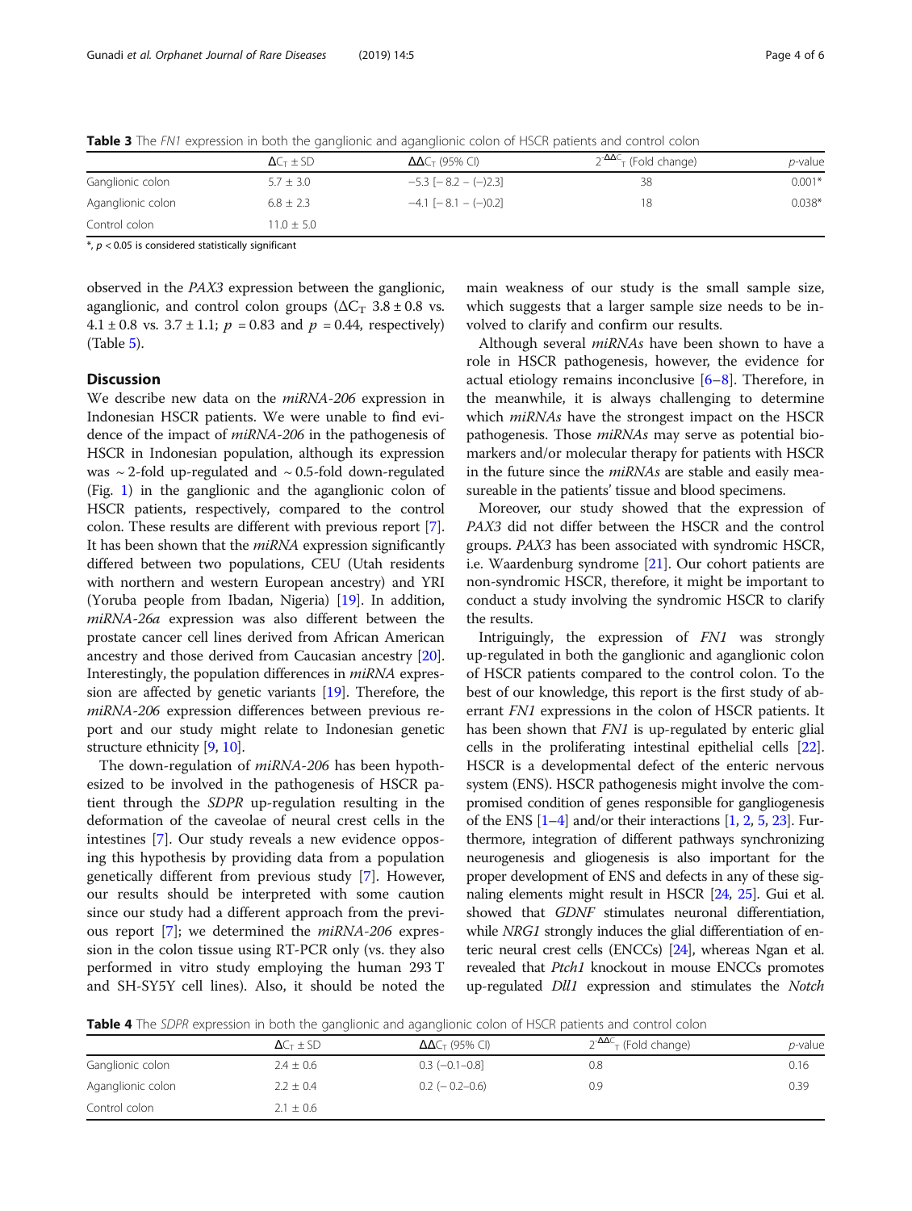**Table 3** The *FN1* expression in both the ganglionic and aganglionic colon of HSCR patients and control colon

| | $\Delta C_T \pm SD$ | $\Delta\Delta C_T$ (95% CI) | $2^{-\Delta\Delta C_T}$ (Fold change) | *p*-value |
|---|---|---|---|---|
| Ganglionic colon | 5.7 ± 3.0 | −5.3 [− 8.2 – (−)2.3] | 38 | 0.001* |
| Aganglionic colon | 6.8 ± 2.3 | −4.1 [− 8.1 – (−)0.2] | 18 | 0.038* |
| Control colon | 11.0 ± 5.0 | | | |

*, $p < 0.05$ is considered statistically significant

observed in the *PAX3* expression between the ganglionic, aganglionic, and control colon groups ($\Delta C_T$ 3.8 ± 0.8 vs. 4.1 ± 0.8 vs. 3.7 ± 1.1; $p = 0.83$ and $p = 0.44$, respectively) (Table 5).

## Discussion

We describe new data on the *miRNA-206* expression in Indonesian HSCR patients. We were unable to find evidence of the impact of *miRNA-206* in the pathogenesis of HSCR in Indonesian population, although its expression was ~ 2-fold up-regulated and ~ 0.5-fold down-regulated (Fig. 1) in the ganglionic and the aganglionic colon of HSCR patients, respectively, compared to the control colon. These results are different with previous report [7]. It has been shown that the *miRNA* expression significantly differed between two populations, CEU (Utah residents with northern and western European ancestry) and YRI (Yoruba people from Ibadan, Nigeria) [19]. In addition, *miRNA-26a* expression was also different between the prostate cancer cell lines derived from African American ancestry and those derived from Caucasian ancestry [20]. Interestingly, the population differences in *miRNA* expression are affected by genetic variants [19]. Therefore, the *miRNA-206* expression differences between previous report and our study might relate to Indonesian genetic structure ethnicity [9, 10].

The down-regulation of *miRNA-206* has been hypothesized to be involved in the pathogenesis of HSCR patient through the *SDPR* up-regulation resulting in the deformation of the caveolae of neural crest cells in the intestines [7]. Our study reveals a new evidence opposing this hypothesis by providing data from a population genetically different from previous study [7]. However, our results should be interpreted with some caution since our study had a different approach from the previous report [7]; we determined the *miRNA-206* expression in the colon tissue using RT-PCR only (vs. they also performed in vitro study employing the human 293 T and SH-SY5Y cell lines). Also, it should be noted the main weakness of our study is the small sample size, which suggests that a larger sample size needs to be involved to clarify and confirm our results.

Although several *miRNAs* have been shown to have a role in HSCR pathogenesis, however, the evidence for actual etiology remains inconclusive [6–8]. Therefore, in the meanwhile, it is always challenging to determine which *miRNAs* have the strongest impact on the HSCR pathogenesis. Those *miRNAs* may serve as potential biomarkers and/or molecular therapy for patients with HSCR in the future since the *miRNAs* are stable and easily measureable in the patients' tissue and blood specimens.

Moreover, our study showed that the expression of *PAX3* did not differ between the HSCR and the control groups. *PAX3* has been associated with syndromic HSCR, i.e. Waardenburg syndrome [21]. Our cohort patients are non-syndromic HSCR, therefore, it might be important to conduct a study involving the syndromic HSCR to clarify the results.

Intriguingly, the expression of *FN1* was strongly up-regulated in both the ganglionic and aganglionic colon of HSCR patients compared to the control colon. To the best of our knowledge, this report is the first study of aberrant *FN1* expressions in the colon of HSCR patients. It has been shown that *FN1* is up-regulated by enteric glial cells in the proliferating intestinal epithelial cells [22]. HSCR is a developmental defect of the enteric nervous system (ENS). HSCR pathogenesis might involve the compromised condition of genes responsible for gangliogenesis of the ENS [1–4] and/or their interactions [1, 2, 5, 23]. Furthermore, integration of different pathways synchronizing neurogenesis and gliogenesis is also important for the proper development of ENS and defects in any of these signaling elements might result in HSCR [24, 25]. Gui et al. showed that *GDNF* stimulates neuronal differentiation, while *NRG1* strongly induces the glial differentiation of enteric neural crest cells (ENCCs) [24], whereas Ngan et al. revealed that *Ptch1* knockout in mouse ENCCs promotes up-regulated *Dll1* expression and stimulates the *Notch*

**Table 4** The *SDPR* expression in both the ganglionic and aganglionic colon of HSCR patients and control colon

| | $\Delta C_T \pm SD$ | $\Delta\Delta C_T$ (95% CI) | $2^{-\Delta\Delta C_T}$ (Fold change) | *p*-value |
|---|---|---|---|---|
| Ganglionic colon | 2.4 ± 0.6 | 0.3 (−0.1–0.8] | 0.8 | 0.16 |
| Aganglionic colon | 2.2 ± 0.4 | 0.2 (− 0.2–0.6) | 0.9 | 0.39 |
| Control colon | 2.1 ± 0.6 | | | |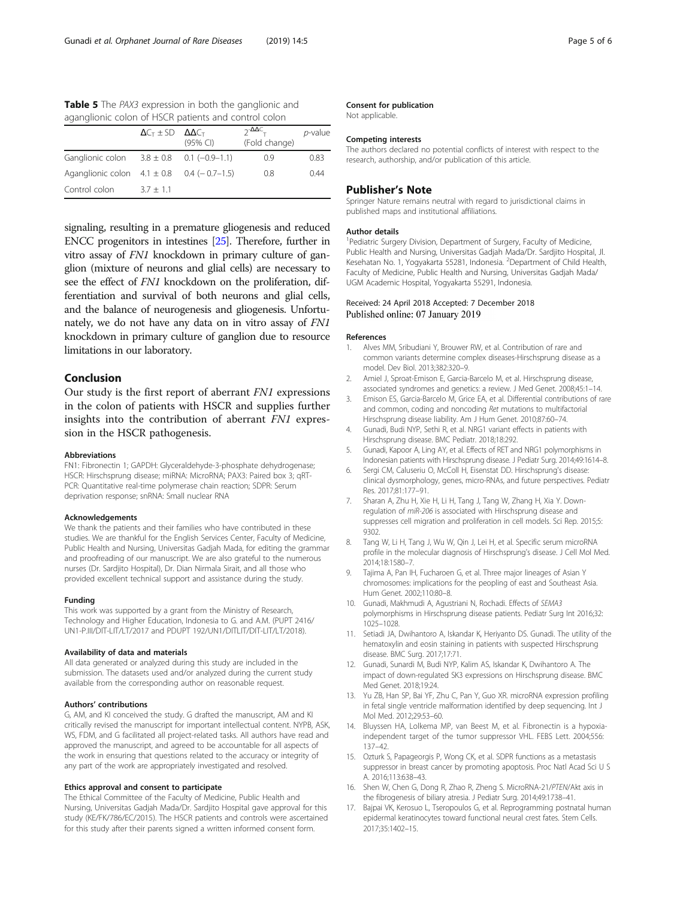**Table 5** The *PAX3* expression in both the ganglionic and aganglionic colon of HSCR patients and control colon

| | $\Delta C_T \pm SD$ | $\Delta\Delta C_T$ (95% CI) | $2^{-\Delta\Delta C_T}$ (Fold change) | *p*-value |
|---|---|---|---|---|
| Ganglionic colon | 3.8 ± 0.8 | 0.1 (−0.9–1.1) | 0.9 | 0.83 |
| Aganglionic colon | 4.1 ± 0.8 | 0.4 (− 0.7–1.5) | 0.8 | 0.44 |
| Control colon | 3.7 ± 1.1 | | | |

signaling, resulting in a premature gliogenesis and reduced ENCC progenitors in intestines [25]. Therefore, further in vitro assay of *FN1* knockdown in primary culture of ganglion (mixture of neurons and glial cells) are necessary to see the effect of *FN1* knockdown on the proliferation, differentiation and survival of both neurons and glial cells, and the balance of neurogenesis and gliogenesis. Unfortunately, we do not have any data on in vitro assay of *FN1* knockdown in primary culture of ganglion due to resource limitations in our laboratory.

## Conclusion

Our study is the first report of aberrant *FN1* expressions in the colon of patients with HSCR and supplies further insights into the contribution of aberrant *FN1* expression in the HSCR pathogenesis.

#### Abbreviations

FN1: Fibronectin 1; GAPDH: Glyceraldehyde-3-phosphate dehydrogenase; HSCR: Hirschsprung disease; miRNA: MicroRNA; PAX3: Paired box 3; qRT-PCR: Quantitative real-time polymerase chain reaction; SDPR: Serum deprivation response; snRNA: Small nuclear RNA

#### Acknowledgements

We thank the patients and their families who have contributed in these studies. We are thankful for the English Services Center, Faculty of Medicine, Public Health and Nursing, Universitas Gadjah Mada, for editing the grammar and proofreading of our manuscript. We are also grateful to the numerous nurses (Dr. Sardjito Hospital), Dr. Dian Nirmala Sirait, and all those who provided excellent technical support and assistance during the study.

#### Funding

This work was supported by a grant from the Ministry of Research, Technology and Higher Education, Indonesia to G. and A.M. (PUPT 2416/UN1-P.III/DIT-LIT/LT/2017 and PDUPT 192/UN1/DITLIT/DIT-LIT/LT/2018).

#### Availability of data and materials

All data generated or analyzed during this study are included in the submission. The datasets used and/or analyzed during the current study available from the corresponding author on reasonable request.

#### Authors' contributions

G, AM, and KI conceived the study. G drafted the manuscript, AM and KI critically revised the manuscript for important intellectual content. NYPB, ASK, WS, FDM, and G facilitated all project-related tasks. All authors have read and approved the manuscript, and agreed to be accountable for all aspects of the work in ensuring that questions related to the accuracy or integrity of any part of the work are appropriately investigated and resolved.

#### Ethics approval and consent to participate

The Ethical Committee of the Faculty of Medicine, Public Health and Nursing, Universitas Gadjah Mada/Dr. Sardjito Hospital gave approval for this study (KE/FK/786/EC/2015). The HSCR patients and controls were ascertained for this study after their parents signed a written informed consent form.

#### Consent for publication

Not applicable.

#### Competing interests

The authors declared no potential conflicts of interest with respect to the research, authorship, and/or publication of this article.

## Publisher's Note

Springer Nature remains neutral with regard to jurisdictional claims in published maps and institutional affiliations.

#### Author details

[1]Pediatric Surgery Division, Department of Surgery, Faculty of Medicine, Public Health and Nursing, Universitas Gadjah Mada/Dr. Sardjito Hospital, Jl. Kesehatan No. 1, Yogyakarta 55281, Indonesia. [2]Department of Child Health, Faculty of Medicine, Public Health and Nursing, Universitas Gadjah Mada/UGM Academic Hospital, Yogyakarta 55291, Indonesia.

Received: 24 April 2018 Accepted: 7 December 2018
Published online: 07 January 2019

#### References

1. Alves MM, Sribudiani Y, Brouwer RW, et al. Contribution of rare and common variants determine complex diseases-Hirschsprung disease as a model. Dev Biol. 2013;382:320–9.
2. Amiel J, Sproat-Emison E, Garcia-Barcelo M, et al. Hirschsprung disease, associated syndromes and genetics: a review. J Med Genet. 2008;45:1–14.
3. Emison ES, Garcia-Barcelo M, Grice EA, et al. Differential contributions of rare and common, coding and noncoding *Ret* mutations to multifactorial Hirschsprung disease liability. Am J Hum Genet. 2010;87:60–74.
4. Gunadi, Budi NYP, Sethi R, et al. NRG1 variant effects in patients with Hirschsprung disease. BMC Pediatr. 2018;18:292.
5. Gunadi, Kapoor A, Ling AY, et al. Effects of RET and NRG1 polymorphisms in Indonesian patients with Hirschsprung disease. J Pediatr Surg. 2014;49:1614–8.
6. Sergi CM, Caluseriu O, McColl H, Eisenstat DD. Hirschsprung's disease: clinical dysmorphology, genes, micro-RNAs, and future perspectives. Pediatr Res. 2017;81:177–91.
7. Sharan A, Zhu H, Xie H, Li H, Tang J, Tang W, Zhang H, Xia Y. Down-regulation of *miR-206* is associated with Hirschsprung disease and suppresses cell migration and proliferation in cell models. Sci Rep. 2015;5:9302.
8. Tang W, Li H, Tang J, Wu W, Qin J, Lei H, et al. Specific serum microRNA profile in the molecular diagnosis of Hirschsprung's disease. J Cell Mol Med. 2014;18:1580–7.
9. Tajima A, Pan IH, Fucharoen G, et al. Three major lineages of Asian Y chromosomes: implications for the peopling of east and Southeast Asia. Hum Genet. 2002;110:80–8.
10. Gunadi, Makhmudi A, Agustriani N, Rochadi. Effects of *SEMA3* polymorphisms in Hirschsprung disease patients. Pediatr Surg Int 2016;32:1025–1028.
11. Setiadi JA, Dwihantoro A, Iskandar K, Heriyanto DS. Gunadi. The utility of the hematoxylin and eosin staining in patients with suspected Hirschsprung disease. BMC Surg. 2017;17:71.
12. Gunadi, Sunardi M, Budi NYP, Kalim AS, Iskandar K, Dwihantoro A. The impact of down-regulated SK3 expressions on Hirschsprung disease. BMC Med Genet. 2018;19:24.
13. Yu ZB, Han SP, Bai YF, Zhu C, Pan Y, Guo XR. microRNA expression profiling in fetal single ventricle malformation identified by deep sequencing. Int J Mol Med. 2012;29:53–60.
14. Bluyssen HA, Lolkema MP, van Beest M, et al. Fibronectin is a hypoxia-independent target of the tumor suppressor VHL. FEBS Lett. 2004;556:137–42.
15. Ozturk S, Papageorgis P, Wong CK, et al. SDPR functions as a metastasis suppressor in breast cancer by promoting apoptosis. Proc Natl Acad Sci U S A. 2016;113:638–43.
16. Shen W, Chen G, Dong R, Zhao R, Zheng S. MicroRNA-21/*PTEN*/Akt axis in the fibrogenesis of biliary atresia. J Pediatr Surg. 2014;49:1738–41.
17. Bajpai VK, Kerosuo L, Tseropoulos G, et al. Reprogramming postnatal human epidermal keratinocytes toward functional neural crest fates. Stem Cells. 2017;35:1402–15.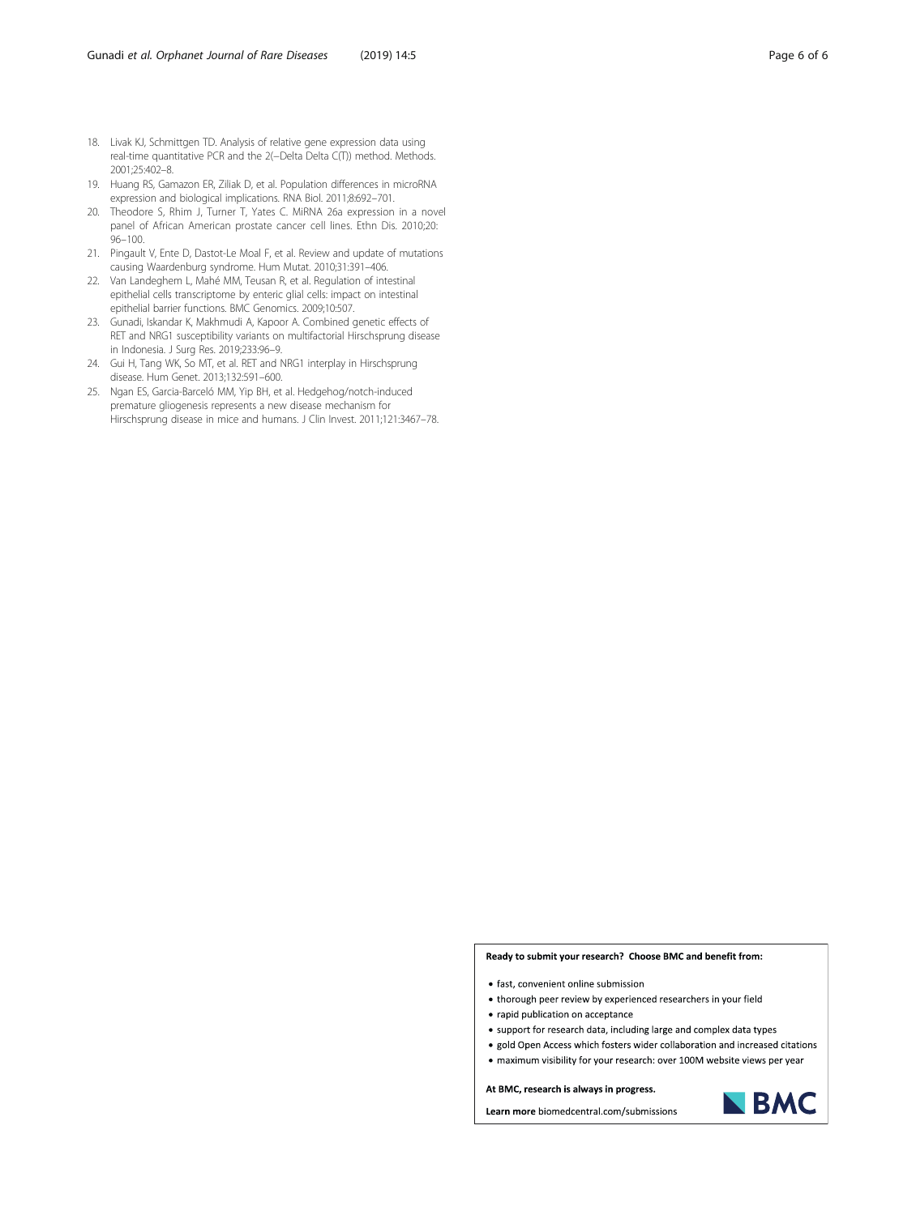18. Livak KJ, Schmittgen TD. Analysis of relative gene expression data using real-time quantitative PCR and the 2(−Delta Delta C(T)) method. Methods. 2001;25:402–8.
19. Huang RS, Gamazon ER, Ziliak D, et al. Population differences in microRNA expression and biological implications. RNA Biol. 2011;8:692–701.
20. Theodore S, Rhim J, Turner T, Yates C. MiRNA 26a expression in a novel panel of African American prostate cancer cell lines. Ethn Dis. 2010;20: 96–100.
21. Pingault V, Ente D, Dastot-Le Moal F, et al. Review and update of mutations causing Waardenburg syndrome. Hum Mutat. 2010;31:391–406.
22. Van Landeghem L, Mahé MM, Teusan R, et al. Regulation of intestinal epithelial cells transcriptome by enteric glial cells: impact on intestinal epithelial barrier functions. BMC Genomics. 2009;10:507.
23. Gunadi, Iskandar K, Makhmudi A, Kapoor A. Combined genetic effects of RET and NRG1 susceptibility variants on multifactorial Hirschsprung disease in Indonesia. J Surg Res. 2019;233:96–9.
24. Gui H, Tang WK, So MT, et al. RET and NRG1 interplay in Hirschsprung disease. Hum Genet. 2013;132:591–600.
25. Ngan ES, Garcia-Barceló MM, Yip BH, et al. Hedgehog/notch-induced premature gliogenesis represents a new disease mechanism for Hirschsprung disease in mice and humans. J Clin Invest. 2011;121:3467–78.

**Ready to submit your research? Choose BMC and benefit from:**

- fast, convenient online submission
- thorough peer review by experienced researchers in your field
- rapid publication on acceptance
- support for research data, including large and complex data types
- gold Open Access which fosters wider collaboration and increased citations
- maximum visibility for your research: over 100M website views per year

**At BMC, research is always in progress.**

**Learn more** biomedcentral.com/submissions

BMC